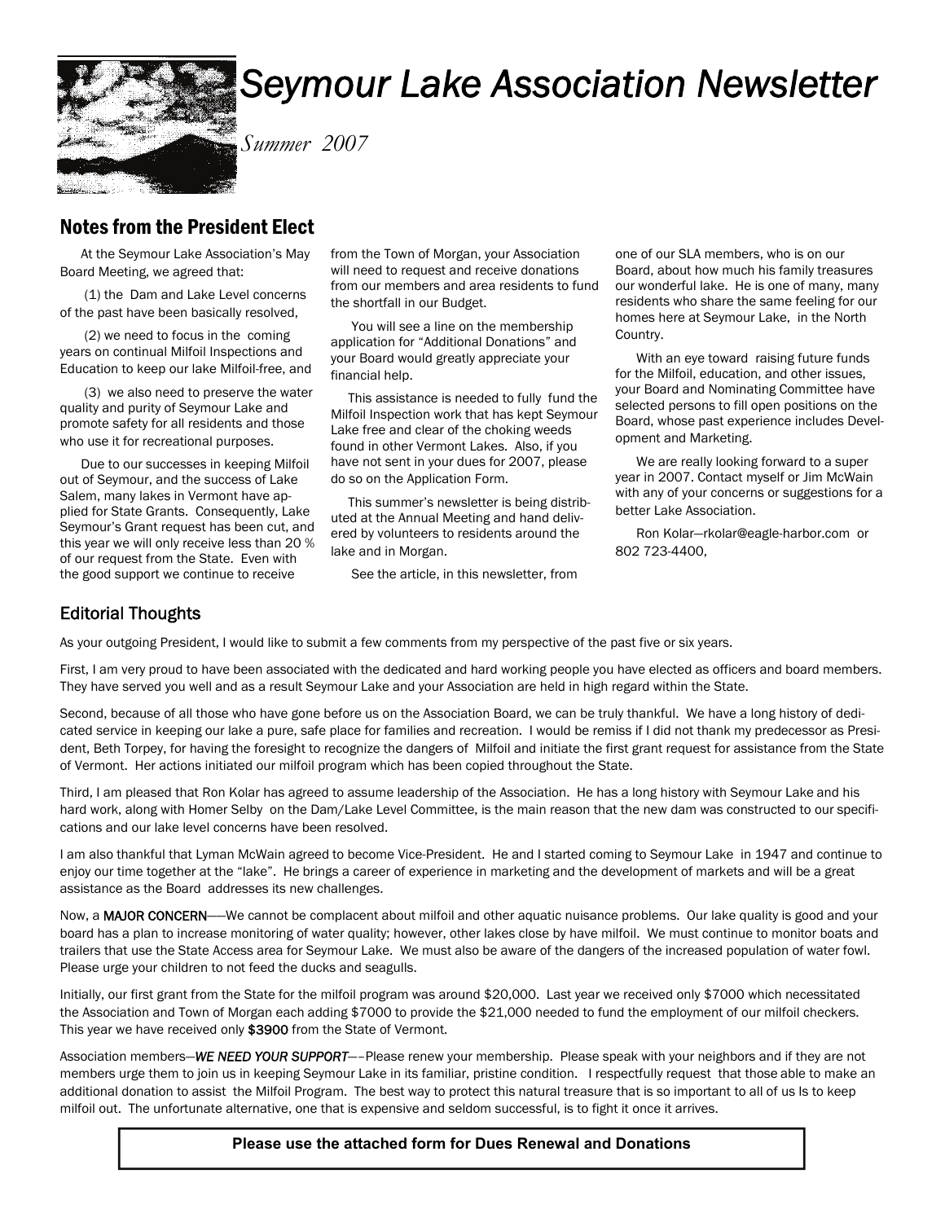# Seymour Lake Association Newsletter

*Summer 2007*

## Notes from the President Elect

At the Seymour Lake Association's May Board Meeting, we agreed that:

(1) the Dam and Lake Level concerns of the past have been basically resolved,

(2) we need to focus in the coming years on continual Milfoil Inspections and Education to keep our lake Milfoil-free, and

(3) we also need to preserve the water quality and purity of Seymour Lake and promote safety for all residents and those who use it for recreational purposes.

Due to our successes in keeping Milfoil out of Seymour, and the success of Lake Salem, many lakes in Vermont have applied for State Grants. Consequently, Lake Seymour's Grant request has been cut, and this year we will only receive less than 20 % of our request from the State. Even with the good support we continue to receive from the Town of Morgan, your Association will need to request and receive donations from our members and area residents to fund the shortfall in our Budget.

You will see a line on the membership application for "Additional Donations" and your Board would greatly appreciate your financial help.

This assistance is needed to fully fund the Milfoil Inspection work that has kept Seymour Lake free and clear of the choking weeds found in other Vermont Lakes. Also, if you have not sent in your dues for 2007, please do so on the Application Form.

This summer's newsletter is being distributed at the Annual Meeting and hand delivered by volunteers to residents around the lake and in Morgan.

See the article, in this newsletter, from one of our SLA members, who is on our Board, about how much his family treasures our wonderful lake. He is one of many, many residents who share the same feeling for our homes here at Seymour Lake, in the North Country.

With an eye toward raising future funds for the Milfoil, education, and other issues, your Board and Nominating Committee have selected persons to fill open positions on the Board, whose past experience includes Development and Marketing.

We are really looking forward to a super year in 2007. Contact myself or Jim McWain with any of your concerns or suggestions for a better Lake Association.

Ron Kolar—rkolar@eagle-harbor.com or 802 723-4400,

## Editorial Thoughts

As your outgoing President, I would like to submit a few comments from my perspective of the past five or six years.

First, I am very proud to have been associated with the dedicated and hard working people you have elected as officers and board members. They have served you well and as a result Seymour Lake and your Association are held in high regard within the State.

Second, because of all those who have gone before us on the Association Board, we can be truly thankful. We have a long history of dedicated service in keeping our lake a pure, safe place for families and recreation. I would be remiss if I did not thank my predecessor as President, Beth Torpey, for having the foresight to recognize the dangers of Milfoil and initiate the first grant request for assistance from the State of Vermont. Her actions initiated our milfoil program which has been copied throughout the State.

Third, I am pleased that Ron Kolar has agreed to assume leadership of the Association. He has a long history with Seymour Lake and his hard work, along with Homer Selby on the Dam/Lake Level Committee, is the main reason that the new dam was constructed to our specifications and our lake level concerns have been resolved.

I am also thankful that Lyman McWain agreed to become Vice-President. He and I started coming to Seymour Lake in 1947 and continue to enjoy our time together at the "lake". He brings a career of experience in marketing and the development of markets and will be a great assistance as the Board addresses its new challenges.

Now, a **MAJOR CONCERN**—–We cannot be complacent about milfoil and other aquatic nuisance problems. Our lake quality is good and your board has a plan to increase monitoring of water quality; however, other lakes close by have milfoil. We must continue to monitor boats and trailers that use the State Access area for Seymour Lake. We must also be aware of the dangers of the increased population of water fowl. Please urge your children to not feed the ducks and seagulls.

Initially, our first grant from the State for the milfoil program was around $20,000. Last year we received only $7000 which necessitated the Association and Town of Morgan each adding $7000 to provide the $21,000 needed to fund the employment of our milfoil checkers. This year we have received only **$3900** from the State of Vermont.

Association members—*WE NEED YOUR SUPPORT*—–Please renew your membership. Please speak with your neighbors and if they are not members urge them to join us in keeping Seymour Lake in its familiar, pristine condition. I respectfully request that those able to make an additional donation to assist the Milfoil Program. The best way to protect this natural treasure that is so important to all of us Is to keep milfoil out. The unfortunate alternative, one that is expensive and seldom successful, is to fight it once it arrives.

**Please use the attached form for Dues Renewal and Donations**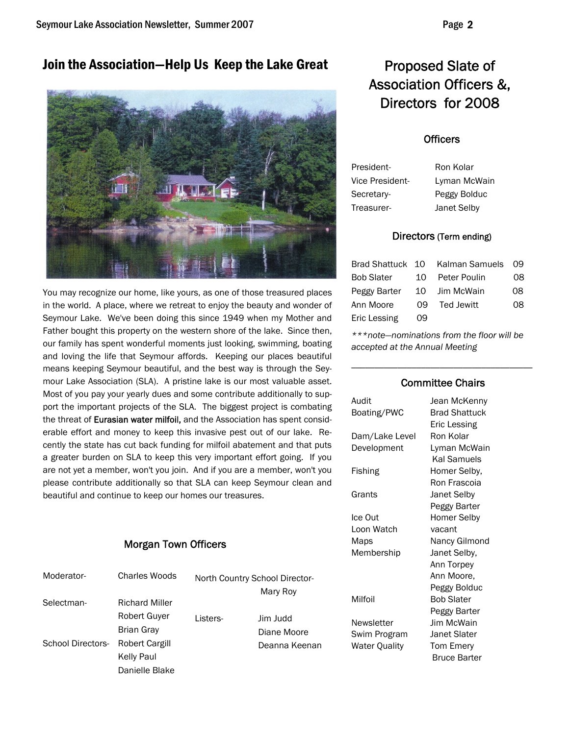## Join the Association—Help Us Keep the Lake Great

You may recognize our home, like yours, as one of those treasured places in the world. A place, where we retreat to enjoy the beauty and wonder of Seymour Lake. We've been doing this since 1949 when my Mother and Father bought this property on the western shore of the lake. Since then, our family has spent wonderful moments just looking, swimming, boating and loving the life that Seymour affords. Keeping our places beautiful means keeping Seymour beautiful, and the best way is through the Seymour Lake Association (SLA). A pristine lake is our most valuable asset. Most of you pay your yearly dues and some contribute additionally to support the important projects of the SLA. The biggest project is combating the threat of **Eurasian water milfoil,** and the Association has spent considerable effort and money to keep this invasive pest out of our lake. Recently the state has cut back funding for milfoil abatement and that puts a greater burden on SLA to keep this very important effort going. If you are not yet a member, won't you join. And if you are a member, won't you please contribute additionally so that SLA can keep Seymour clean and beautiful and continue to keep our homes our treasures.

### Morgan Town Officers

| | |
|---|---|
| Moderator- | Charles Woods |
| Selectman- | Richard Miller, Robert Guyer, Brian Gray |
| School Directors- | Robert Cargill, Kelly Paul, Danielle Blake |
| North Country School Director- | Mary Roy |
| Listers- | Jim Judd, Diane Moore, Deanna Keenan |

## Proposed Slate of Association Officers &, Directors for 2008

### Officers

| | |
|---|---|
| President- | Ron Kolar |
| Vice President- | Lyman McWain |
| Secretary- | Peggy Bolduc |
| Treasurer- | Janet Selby |

### Directors (Term ending)

| Director | Term | Director | Term |
|---|---|---|---|
| Brad Shattuck | 10 | Kalman Samuels | 09 |
| Bob Slater | 10 | Peter Poulin | 08 |
| Peggy Barter | 10 | Jim McWain | 08 |
| Ann Moore | 09 | Ted Jewitt | 08 |
| Eric Lessing | 09 | | |

****note—nominations from the floor will be accepted at the Annual Meeting*

---

### Committee Chairs

| | |
|---|---|
| Audit | Jean McKenny |
| Boating/PWC | Brad Shattuck, Eric Lessing |
| Dam/Lake Level | Ron Kolar |
| Development | Lyman McWain, Kal Samuels |
| Fishing | Homer Selby, Ron Frascoia |
| Grants | Janet Selby, Peggy Barter |
| Ice Out | Homer Selby |
| Loon Watch | vacant |
| Maps | Nancy Gilmond |
| Membership | Janet Selby, Ann Torpey, Ann Moore, Peggy Bolduc |
| Milfoil | Bob Slater, Peggy Barter |
| Newsletter | Jim McWain |
| Swim Program | Janet Slater |
| Water Quality | Tom Emery, Bruce Barter |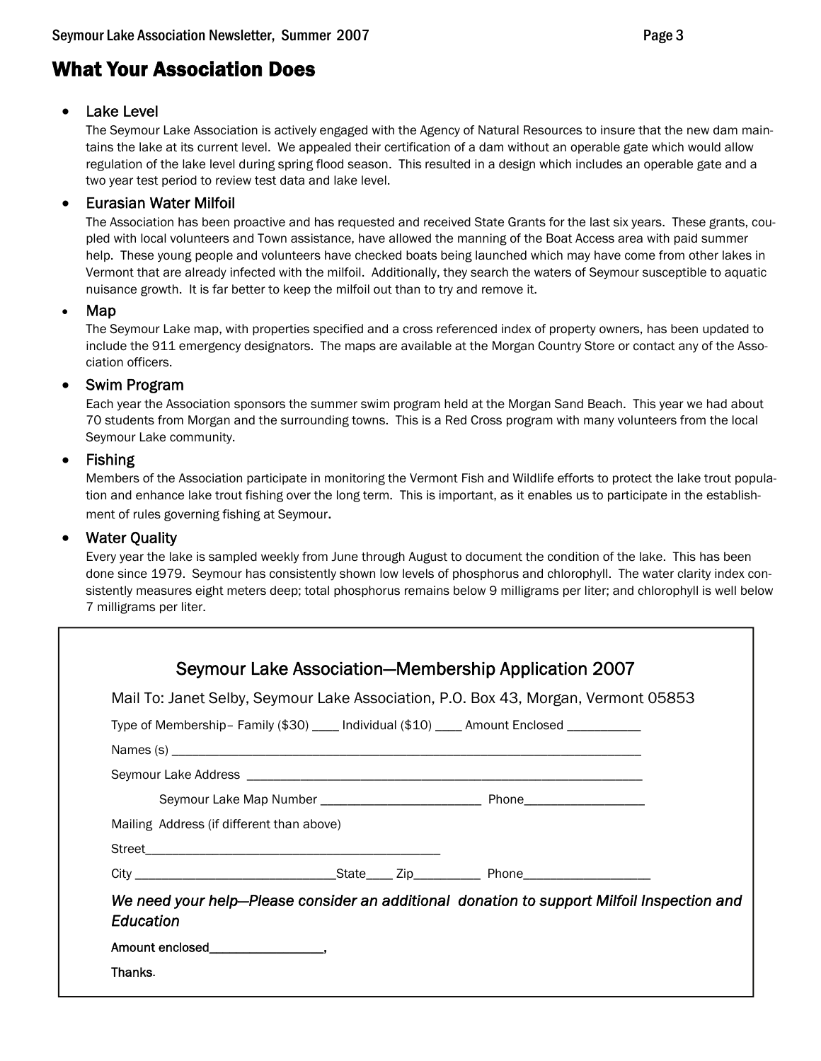# What Your Association Does

- **Lake Level**

  The Seymour Lake Association is actively engaged with the Agency of Natural Resources to insure that the new dam maintains the lake at its current level. We appealed their certification of a dam without an operable gate which would allow regulation of the lake level during spring flood season. This resulted in a design which includes an operable gate and a two year test period to review test data and lake level.

- **Eurasian Water Milfoil**

  The Association has been proactive and has requested and received State Grants for the last six years. These grants, coupled with local volunteers and Town assistance, have allowed the manning of the Boat Access area with paid summer help. These young people and volunteers have checked boats being launched which may have come from other lakes in Vermont that are already infected with the milfoil. Additionally, they search the waters of Seymour susceptible to aquatic nuisance growth. It is far better to keep the milfoil out than to try and remove it.

- **Map**

  The Seymour Lake map, with properties specified and a cross referenced index of property owners, has been updated to include the 911 emergency designators. The maps are available at the Morgan Country Store or contact any of the Association officers.

- **Swim Program**

  Each year the Association sponsors the summer swim program held at the Morgan Sand Beach. This year we had about 70 students from Morgan and the surrounding towns. This is a Red Cross program with many volunteers from the local Seymour Lake community.

- **Fishing**

  Members of the Association participate in monitoring the Vermont Fish and Wildlife efforts to protect the lake trout population and enhance lake trout fishing over the long term. This is important, as it enables us to participate in the establishment of rules governing fishing at Seymour.

- **Water Quality**

  Every year the lake is sampled weekly from June through August to document the condition of the lake. This has been done since 1979. Seymour has consistently shown low levels of phosphorus and chlorophyll. The water clarity index consistently measures eight meters deep; total phosphorus remains below 9 milligrams per liter; and chlorophyll is well below 7 milligrams per liter.

---

## Seymour Lake Association—Membership Application 2007

Mail To: Janet Selby, Seymour Lake Association, P.O. Box 43, Morgan, Vermont 05853

Type of Membership– Family ($30) ____ Individual ($10) ____ Amount Enclosed ___________

Names (s) ______________________________________________________________________

Seymour Lake Address ___________________________________________________________

Seymour Lake Map Number ________________________ Phone__________________

Mailing Address (if different than above)

Street_______________________________________________

City ______________________________State____ Zip__________ Phone___________________

*We need your help—Please consider an additional donation to support Milfoil Inspection and Education*

Amount enclosed_________________,

Thanks.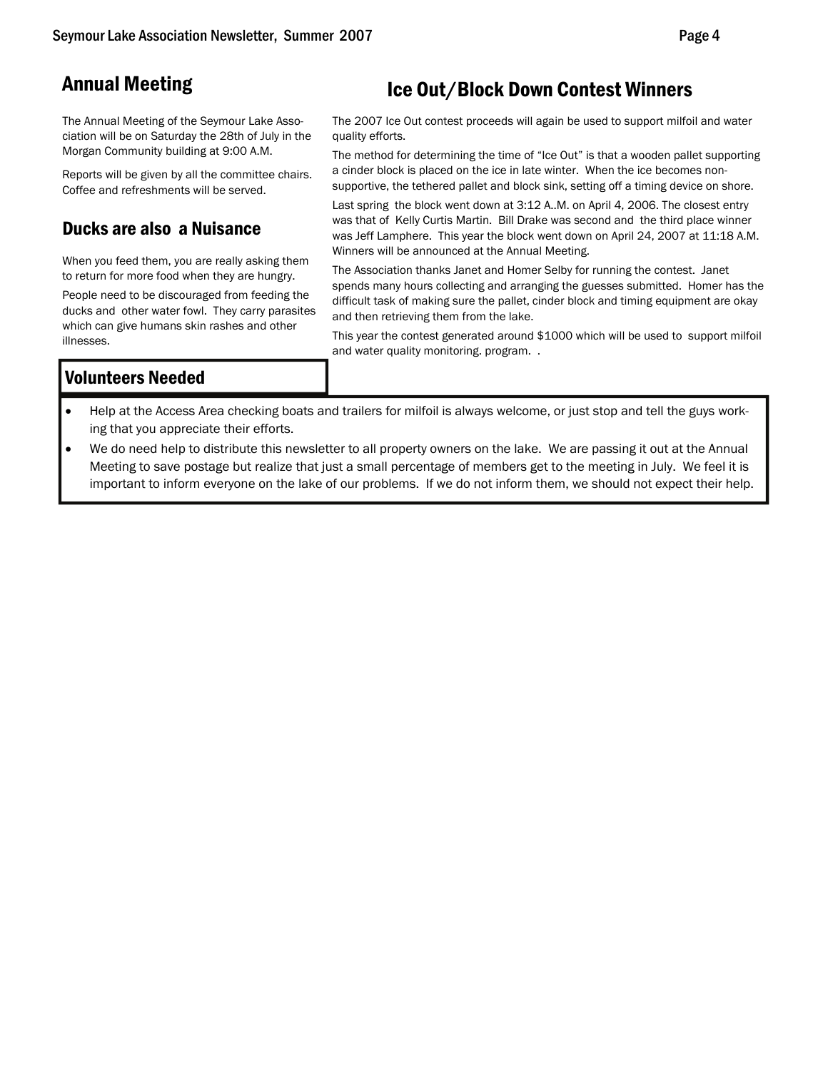## Annual Meeting

The Annual Meeting of the Seymour Lake Association will be on Saturday the 28th of July in the Morgan Community building at 9:00 A.M.

Reports will be given by all the committee chairs. Coffee and refreshments will be served.

## Ducks are also a Nuisance

When you feed them, you are really asking them to return for more food when they are hungry.

People need to be discouraged from feeding the ducks and other water fowl. They carry parasites which can give humans skin rashes and other illnesses.

## Ice Out/Block Down Contest Winners

The 2007 Ice Out contest proceeds will again be used to support milfoil and water quality efforts.

The method for determining the time of "Ice Out" is that a wooden pallet supporting a cinder block is placed on the ice in late winter. When the ice becomes non-supportive, the tethered pallet and block sink, setting off a timing device on shore.

Last spring the block went down at 3:12 A..M. on April 4, 2006. The closest entry was that of Kelly Curtis Martin. Bill Drake was second and the third place winner was Jeff Lamphere. This year the block went down on April 24, 2007 at 11:18 A.M. Winners will be announced at the Annual Meeting.

The Association thanks Janet and Homer Selby for running the contest. Janet spends many hours collecting and arranging the guesses submitted. Homer has the difficult task of making sure the pallet, cinder block and timing equipment are okay and then retrieving them from the lake.

This year the contest generated around $1000 which will be used to support milfoil and water quality monitoring. program. .

## Volunteers Needed

- Help at the Access Area checking boats and trailers for milfoil is always welcome, or just stop and tell the guys working that you appreciate their efforts.
- We do need help to distribute this newsletter to all property owners on the lake. We are passing it out at the Annual Meeting to save postage but realize that just a small percentage of members get to the meeting in July. We feel it is important to inform everyone on the lake of our problems. If we do not inform them, we should not expect their help.